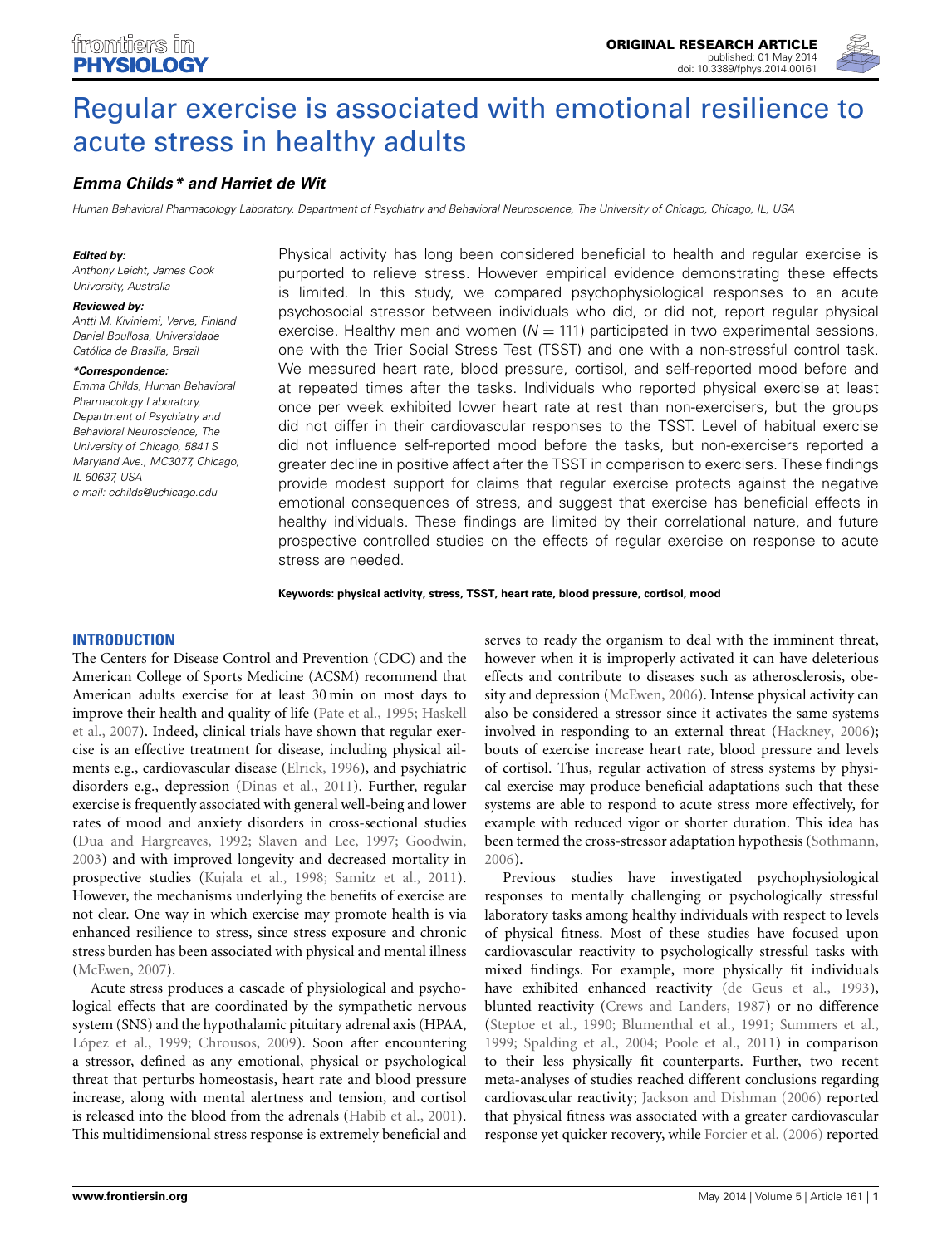ORIGINAL RESEARCH ARTICLE
published: 01 May 2014
doi: 10.3389/fphys.2014.00161

# Regular exercise is associated with emotional resilience to acute stress in healthy adults

***Emma Childs\* and Harriet de Wit***

*Human Behavioral Pharmacology Laboratory, Department of Psychiatry and Behavioral Neuroscience, The University of Chicago, Chicago, IL, USA*

***Edited by:***
*Anthony Leicht, James Cook University, Australia*

***Reviewed by:***
*Antti M. Kiviniemi, Verve, Finland*
*Daniel Boullosa, Universidade Católica de Brasilia, Brazil*

***\*Correspondence:***
*Emma Childs, Human Behavioral Pharmacology Laboratory, Department of Psychiatry and Behavioral Neuroscience, The University of Chicago, 5841 S Maryland Ave., MC3077, Chicago, IL 60637, USA*
*e-mail: echilds@uchicago.edu*

Physical activity has long been considered beneficial to health and regular exercise is purported to relieve stress. However empirical evidence demonstrating these effects is limited. In this study, we compared psychophysiological responses to an acute psychosocial stressor between individuals who did, or did not, report regular physical exercise. Healthy men and women ($N = 111$) participated in two experimental sessions, one with the Trier Social Stress Test (TSST) and one with a non-stressful control task. We measured heart rate, blood pressure, cortisol, and self-reported mood before and at repeated times after the tasks. Individuals who reported physical exercise at least once per week exhibited lower heart rate at rest than non-exercisers, but the groups did not differ in their cardiovascular responses to the TSST. Level of habitual exercise did not influence self-reported mood before the tasks, but non-exercisers reported a greater decline in positive affect after the TSST in comparison to exercisers. These findings provide modest support for claims that regular exercise protects against the negative emotional consequences of stress, and suggest that exercise has beneficial effects in healthy individuals. These findings are limited by their correlational nature, and future prospective controlled studies on the effects of regular exercise on response to acute stress are needed.

**Keywords: physical activity, stress, TSST, heart rate, blood pressure, cortisol, mood**

## INTRODUCTION

The Centers for Disease Control and Prevention (CDC) and the American College of Sports Medicine (ACSM) recommend that American adults exercise for at least 30 min on most days to improve their health and quality of life (Pate et al., 1995; Haskell et al., 2007). Indeed, clinical trials have shown that regular exercise is an effective treatment for disease, including physical ailments e.g., cardiovascular disease (Elrick, 1996), and psychiatric disorders e.g., depression (Dinas et al., 2011). Further, regular exercise is frequently associated with general well-being and lower rates of mood and anxiety disorders in cross-sectional studies (Dua and Hargreaves, 1992; Slaven and Lee, 1997; Goodwin, 2003) and with improved longevity and decreased mortality in prospective studies (Kujala et al., 1998; Samitz et al., 2011). However, the mechanisms underlying the benefits of exercise are not clear. One way in which exercise may promote health is via enhanced resilience to stress, since stress exposure and chronic stress burden has been associated with physical and mental illness (McEwen, 2007).

Acute stress produces a cascade of physiological and psychological effects that are coordinated by the sympathetic nervous system (SNS) and the hypothalamic pituitary adrenal axis (HPAA, López et al., 1999; Chrousos, 2009). Soon after encountering a stressor, defined as any emotional, physical or psychological threat that perturbs homeostasis, heart rate and blood pressure increase, along with mental alertness and tension, and cortisol is released into the blood from the adrenals (Habib et al., 2001). This multidimensional stress response is extremely beneficial and serves to ready the organism to deal with the imminent threat, however when it is improperly activated it can have deleterious effects and contribute to diseases such as atherosclerosis, obesity and depression (McEwen, 2006). Intense physical activity can also be considered a stressor since it activates the same systems involved in responding to an external threat (Hackney, 2006); bouts of exercise increase heart rate, blood pressure and levels of cortisol. Thus, regular activation of stress systems by physical exercise may produce beneficial adaptations such that these systems are able to respond to acute stress more effectively, for example with reduced vigor or shorter duration. This idea has been termed the cross-stressor adaptation hypothesis (Sothmann, 2006).

Previous studies have investigated psychophysiological responses to mentally challenging or psychologically stressful laboratory tasks among healthy individuals with respect to levels of physical fitness. Most of these studies have focused upon cardiovascular reactivity to psychologically stressful tasks with mixed findings. For example, more physically fit individuals have exhibited enhanced reactivity (de Geus et al., 1993), blunted reactivity (Crews and Landers, 1987) or no difference (Steptoe et al., 1990; Blumenthal et al., 1991; Summers et al., 1999; Spalding et al., 2004; Poole et al., 2011) in comparison to their less physically fit counterparts. Further, two recent meta-analyses of studies reached different conclusions regarding cardiovascular reactivity; Jackson and Dishman (2006) reported that physical fitness was associated with a greater cardiovascular response yet quicker recovery, while Forcier et al. (2006) reported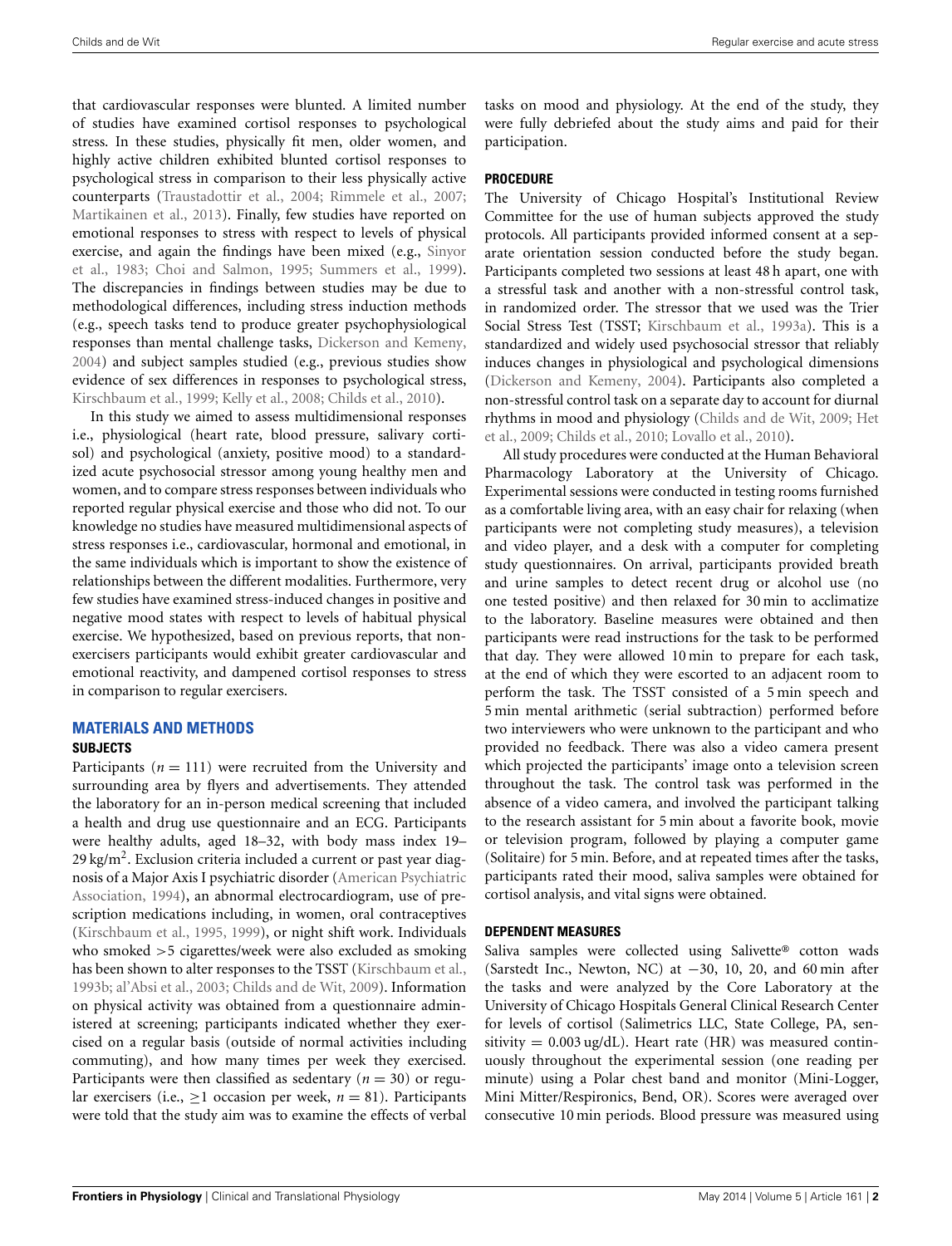that cardiovascular responses were blunted. A limited number of studies have examined cortisol responses to psychological stress. In these studies, physically fit men, older women, and highly active children exhibited blunted cortisol responses to psychological stress in comparison to their less physically active counterparts (Traustadottir et al., 2004; Rimmele et al., 2007; Martikainen et al., 2013). Finally, few studies have reported on emotional responses to stress with respect to levels of physical exercise, and again the findings have been mixed (e.g., Sinyor et al., 1983; Choi and Salmon, 1995; Summers et al., 1999). The discrepancies in findings between studies may be due to methodological differences, including stress induction methods (e.g., speech tasks tend to produce greater psychophysiological responses than mental challenge tasks, Dickerson and Kemeny, 2004) and subject samples studied (e.g., previous studies show evidence of sex differences in responses to psychological stress, Kirschbaum et al., 1999; Kelly et al., 2008; Childs et al., 2010).

In this study we aimed to assess multidimensional responses i.e., physiological (heart rate, blood pressure, salivary cortisol) and psychological (anxiety, positive mood) to a standardized acute psychosocial stressor among young healthy men and women, and to compare stress responses between individuals who reported regular physical exercise and those who did not. To our knowledge no studies have measured multidimensional aspects of stress responses i.e., cardiovascular, hormonal and emotional, in the same individuals which is important to show the existence of relationships between the different modalities. Furthermore, very few studies have examined stress-induced changes in positive and negative mood states with respect to levels of habitual physical exercise. We hypothesized, based on previous reports, that non-exercisers participants would exhibit greater cardiovascular and emotional reactivity, and dampened cortisol responses to stress in comparison to regular exercisers.

## MATERIALS AND METHODS

### SUBJECTS

Participants ($n = 111$) were recruited from the University and surrounding area by flyers and advertisements. They attended the laboratory for an in-person medical screening that included a health and drug use questionnaire and an ECG. Participants were healthy adults, aged 18–32, with body mass index 19–29 kg/m$^2$. Exclusion criteria included a current or past year diagnosis of a Major Axis I psychiatric disorder (American Psychiatric Association, 1994), an abnormal electrocardiogram, use of prescription medications including, in women, oral contraceptives (Kirschbaum et al., 1995, 1999), or night shift work. Individuals who smoked >5 cigarettes/week were also excluded as smoking has been shown to alter responses to the TSST (Kirschbaum et al., 1993b; al'Absi et al., 2003; Childs and de Wit, 2009). Information on physical activity was obtained from a questionnaire administered at screening; participants indicated whether they exercised on a regular basis (outside of normal activities including commuting), and how many times per week they exercised. Participants were then classified as sedentary ($n = 30$) or regular exercisers (i.e., ≥1 occasion per week, $n = 81$). Participants were told that the study aim was to examine the effects of verbal tasks on mood and physiology. At the end of the study, they were fully debriefed about the study aims and paid for their participation.

### PROCEDURE

The University of Chicago Hospital's Institutional Review Committee for the use of human subjects approved the study protocols. All participants provided informed consent at a separate orientation session conducted before the study began. Participants completed two sessions at least 48 h apart, one with a stressful task and another with a non-stressful control task, in randomized order. The stressor that we used was the Trier Social Stress Test (TSST; Kirschbaum et al., 1993a). This is a standardized and widely used psychosocial stressor that reliably induces changes in physiological and psychological dimensions (Dickerson and Kemeny, 2004). Participants also completed a non-stressful control task on a separate day to account for diurnal rhythms in mood and physiology (Childs and de Wit, 2009; Het et al., 2009; Childs et al., 2010; Lovallo et al., 2010).

All study procedures were conducted at the Human Behavioral Pharmacology Laboratory at the University of Chicago. Experimental sessions were conducted in testing rooms furnished as a comfortable living area, with an easy chair for relaxing (when participants were not completing study measures), a television and video player, and a desk with a computer for completing study questionnaires. On arrival, participants provided breath and urine samples to detect recent drug or alcohol use (no one tested positive) and then relaxed for 30 min to acclimatize to the laboratory. Baseline measures were obtained and then participants were read instructions for the task to be performed that day. They were allowed 10 min to prepare for each task, at the end of which they were escorted to an adjacent room to perform the task. The TSST consisted of a 5 min speech and 5 min mental arithmetic (serial subtraction) performed before two interviewers who were unknown to the participant and who provided no feedback. There was also a video camera present which projected the participants' image onto a television screen throughout the task. The control task was performed in the absence of a video camera, and involved the participant talking to the research assistant for 5 min about a favorite book, movie or television program, followed by playing a computer game (Solitaire) for 5 min. Before, and at repeated times after the tasks, participants rated their mood, saliva samples were obtained for cortisol analysis, and vital signs were obtained.

### DEPENDENT MEASURES

Saliva samples were collected using Salivette® cotton wads (Sarstedt Inc., Newton, NC) at −30, 10, 20, and 60 min after the tasks and were analyzed by the Core Laboratory at the University of Chicago Hospitals General Clinical Research Center for levels of cortisol (Salimetrics LLC, State College, PA, sensitivity = 0.003 ug/dL). Heart rate (HR) was measured continuously throughout the experimental session (one reading per minute) using a Polar chest band and monitor (Mini-Logger, Mini Mitter/Respironics, Bend, OR). Scores were averaged over consecutive 10 min periods. Blood pressure was measured using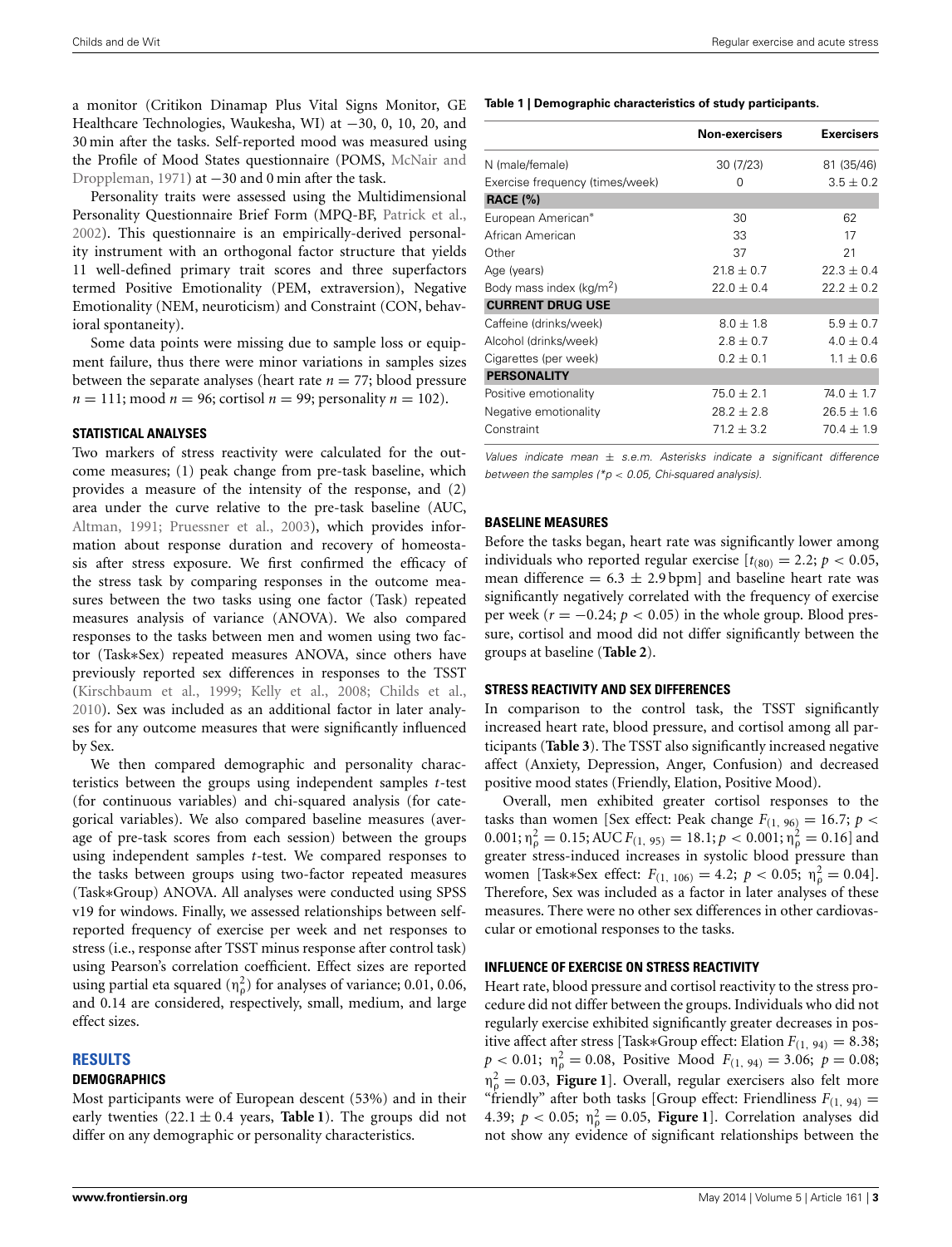a monitor (Critikon Dinamap Plus Vital Signs Monitor, GE Healthcare Technologies, Waukesha, WI) at −30, 0, 10, 20, and 30 min after the tasks. Self-reported mood was measured using the Profile of Mood States questionnaire (POMS, McNair and Droppleman, 1971) at −30 and 0 min after the task.

Personality traits were assessed using the Multidimensional Personality Questionnaire Brief Form (MPQ-BF, Patrick et al., 2002). This questionnaire is an empirically-derived personality instrument with an orthogonal factor structure that yields 11 well-defined primary trait scores and three superfactors termed Positive Emotionality (PEM, extraversion), Negative Emotionality (NEM, neuroticism) and Constraint (CON, behavioral spontaneity).

Some data points were missing due to sample loss or equipment failure, thus there were minor variations in samples sizes between the separate analyses (heart rate $n = 77$; blood pressure $n = 111$; mood $n = 96$; cortisol $n = 99$; personality $n = 102$).

### STATISTICAL ANALYSES

Two markers of stress reactivity were calculated for the outcome measures; (1) peak change from pre-task baseline, which provides a measure of the intensity of the response, and (2) area under the curve relative to the pre-task baseline (AUC, Altman, 1991; Pruessner et al., 2003), which provides information about response duration and recovery of homeostasis after stress exposure. We first confirmed the efficacy of the stress task by comparing responses in the outcome measures between the two tasks using one factor (Task) repeated measures analysis of variance (ANOVA). We also compared responses to the tasks between men and women using two factor (Task∗Sex) repeated measures ANOVA, since others have previously reported sex differences in responses to the TSST (Kirschbaum et al., 1999; Kelly et al., 2008; Childs et al., 2010). Sex was included as an additional factor in later analyses for any outcome measures that were significantly influenced by Sex.

We then compared demographic and personality characteristics between the groups using independent samples *t*-test (for continuous variables) and chi-squared analysis (for categorical variables). We also compared baseline measures (average of pre-task scores from each session) between the groups using independent samples *t*-test. We compared responses to the tasks between groups using two-factor repeated measures (Task∗Group) ANOVA. All analyses were conducted using SPSS v19 for windows. Finally, we assessed relationships between self-reported frequency of exercise per week and net responses to stress (i.e., response after TSST minus response after control task) using Pearson's correlation coefficient. Effect sizes are reported using partial eta squared ($\eta^2_p$) for analyses of variance; 0.01, 0.06, and 0.14 are considered, respectively, small, medium, and large effect sizes.

## RESULTS

### DEMOGRAPHICS

Most participants were of European descent (53%) and in their early twenties ($22.1 \pm 0.4$ years, **Table 1**). The groups did not differ on any demographic or personality characteristics.

**Table 1 | Demographic characteristics of study participants.**

| | Non-exercisers | Exercisers |
|---|---|---|
| N (male/female) | 30 (7/23) | 81 (35/46) |
| Exercise frequency (times/week) | 0 | $3.5 \pm 0.2$ |
| **RACE (%)** | | |
| European American* | 30 | 62 |
| African American | 33 | 17 |
| Other | 37 | 21 |
| Age (years) | $21.8 \pm 0.7$ | $22.3 \pm 0.4$ |
| Body mass index (kg/m$^2$) | $22.0 \pm 0.4$ | $22.2 \pm 0.2$ |
| **CURRENT DRUG USE** | | |
| Caffeine (drinks/week) | $8.0 \pm 1.8$ | $5.9 \pm 0.7$ |
| Alcohol (drinks/week) | $2.8 \pm 0.7$ | $4.0 \pm 0.4$ |
| Cigarettes (per week) | $0.2 \pm 0.1$ | $1.1 \pm 0.6$ |
| **PERSONALITY** | | |
| Positive emotionality | $75.0 \pm 2.1$ | $74.0 \pm 1.7$ |
| Negative emotionality | $28.2 \pm 2.8$ | $26.5 \pm 1.6$ |
| Constraint | $71.2 \pm 3.2$ | $70.4 \pm 1.9$ |

*Values indicate mean ± s.e.m. Asterisks indicate a significant difference between the samples (\*p < 0.05, Chi-squared analysis).*

### BASELINE MEASURES

Before the tasks began, heart rate was significantly lower among individuals who reported regular exercise [$t_{(80)} = 2.2$; $p < 0.05$, mean difference $= 6.3 \pm 2.9$ bpm] and baseline heart rate was significantly negatively correlated with the frequency of exercise per week ($r = -0.24$; $p < 0.05$) in the whole group. Blood pressure, cortisol and mood did not differ significantly between the groups at baseline (**Table 2**).

### STRESS REACTIVITY AND SEX DIFFERENCES

In comparison to the control task, the TSST significantly increased heart rate, blood pressure, and cortisol among all participants (**Table 3**). The TSST also significantly increased negative affect (Anxiety, Depression, Anger, Confusion) and decreased positive mood states (Friendly, Elation, Positive Mood).

Overall, men exhibited greater cortisol responses to the tasks than women [Sex effect: Peak change $F_{(1, 96)} = 16.7$; $p < 0.001$; $\eta^2_p = 0.15$; AUC $F_{(1, 95)} = 18.1$; $p < 0.001$; $\eta^2_p = 0.16$] and greater stress-induced increases in systolic blood pressure than women [Task∗Sex effect: $F_{(1, 106)} = 4.2$; $p < 0.05$; $\eta^2_p = 0.04$]. Therefore, Sex was included as a factor in later analyses of these measures. There were no other sex differences in other cardiovascular or emotional responses to the tasks.

### INFLUENCE OF EXERCISE ON STRESS REACTIVITY

Heart rate, blood pressure and cortisol reactivity to the stress procedure did not differ between the groups. Individuals who did not regularly exercise exhibited significantly greater decreases in positive affect after stress [Task∗Group effect: Elation $F_{(1, 94)} = 8.38$; $p < 0.01$; $\eta^2_p = 0.08$, Positive Mood $F_{(1, 94)} = 3.06$; $p = 0.08$; $\eta^2_p = 0.03$, **Figure 1**]. Overall, regular exercisers also felt more "friendly" after both tasks [Group effect: Friendliness $F_{(1, 94)} = 4.39$; $p < 0.05$; $\eta^2_p = 0.05$, **Figure 1**]. Correlation analyses did not show any evidence of significant relationships between the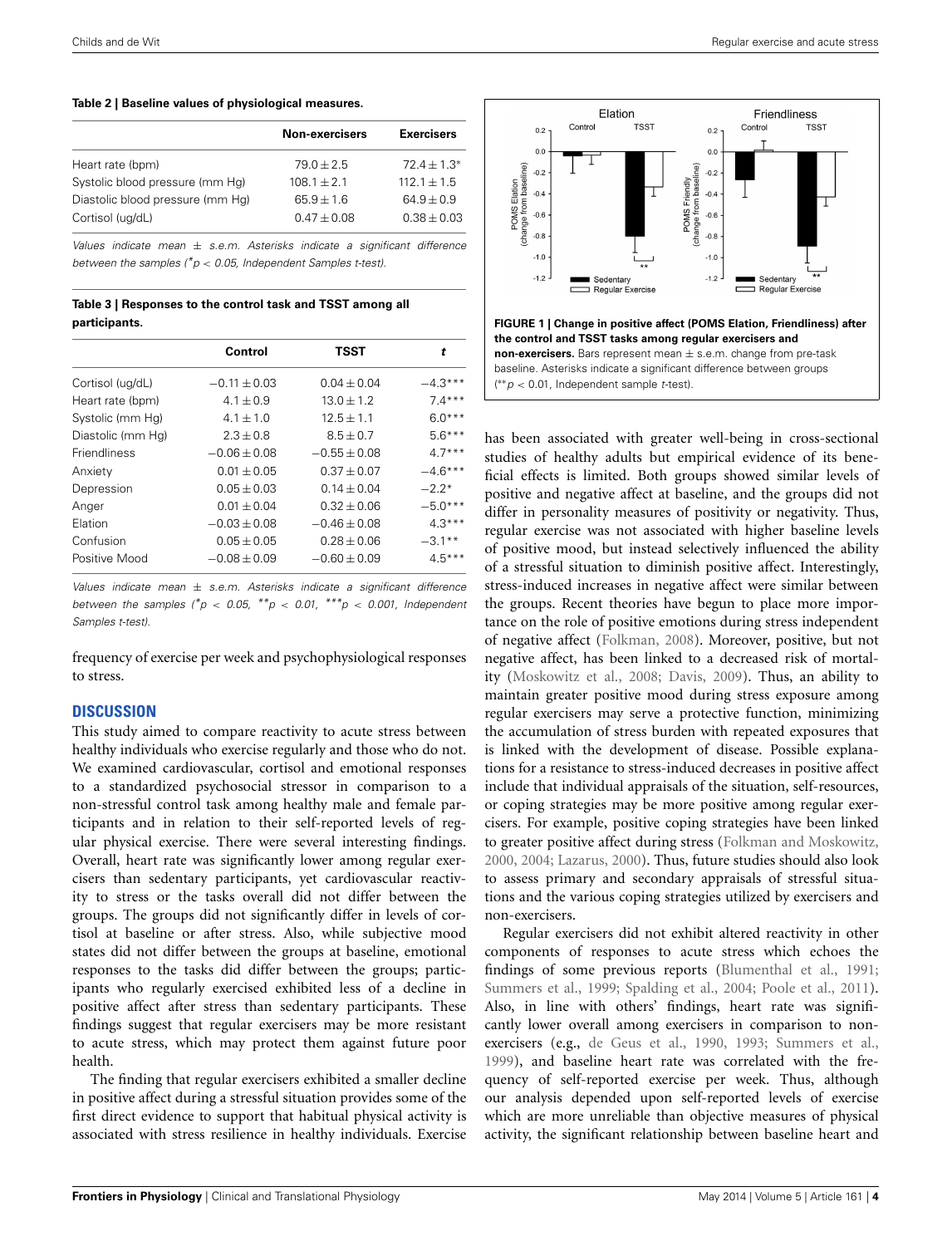**Table 2 | Baseline values of physiological measures.**

| | Non-exercisers | Exercisers |
|---|---|---|
| Heart rate (bpm) | $79.0 \pm 2.5$ | $72.4 \pm 1.3^{*}$ |
| Systolic blood pressure (mm Hg) | $108.1 \pm 2.1$ | $112.1 \pm 1.5$ |
| Diastolic blood pressure (mm Hg) | $65.9 \pm 1.6$ | $64.9 \pm 0.9$ |
| Cortisol (ug/dL) | $0.47 \pm 0.08$ | $0.38 \pm 0.03$ |

*Values indicate mean ± s.e.m. Asterisks indicate a significant difference between the samples ($^{*}p < 0.05$, Independent Samples t-test).*

**Table 3 | Responses to the control task and TSST among all participants.**

| | Control | TSST | *t* |
|---|---|---|---|
| Cortisol (ug/dL) | $-0.11 \pm 0.03$ | $0.04 \pm 0.04$ | $-4.3^{***}$ |
| Heart rate (bpm) | $4.1 \pm 0.9$ | $13.0 \pm 1.2$ | $7.4^{***}$ |
| Systolic (mm Hg) | $4.1 \pm 1.0$ | $12.5 \pm 1.1$ | $6.0^{***}$ |
| Diastolic (mm Hg) | $2.3 \pm 0.8$ | $8.5 \pm 0.7$ | $5.6^{***}$ |
| Friendliness | $-0.06 \pm 0.08$ | $-0.55 \pm 0.08$ | $4.7^{***}$ |
| Anxiety | $0.01 \pm 0.05$ | $0.37 \pm 0.07$ | $-4.6^{***}$ |
| Depression | $0.05 \pm 0.03$ | $0.14 \pm 0.04$ | $-2.2^{*}$ |
| Anger | $0.01 \pm 0.04$ | $0.32 \pm 0.06$ | $-5.0^{***}$ |
| Elation | $-0.03 \pm 0.08$ | $-0.46 \pm 0.08$ | $4.3^{***}$ |
| Confusion | $0.05 \pm 0.05$ | $0.28 \pm 0.06$ | $-3.1^{**}$ |
| Positive Mood | $-0.08 \pm 0.09$ | $-0.60 \pm 0.09$ | $4.5^{***}$ |

*Values indicate mean ± s.e.m. Asterisks indicate a significant difference between the samples ($^{*}p < 0.05$, $^{**}p < 0.01$, $^{***}p < 0.001$, Independent Samples t-test).*

frequency of exercise per week and psychophysiological responses to stress.

## DISCUSSION

This study aimed to compare reactivity to acute stress between healthy individuals who exercise regularly and those who do not. We examined cardiovascular, cortisol and emotional responses to a standardized psychosocial stressor in comparison to a non-stressful control task among healthy male and female participants and in relation to their self-reported levels of regular physical exercise. There were several interesting findings. Overall, heart rate was significantly lower among regular exercisers than sedentary participants, yet cardiovascular reactivity to stress or the tasks overall did not differ between the groups. The groups did not significantly differ in levels of cortisol at baseline or after stress. Also, while subjective mood states did not differ between the groups at baseline, emotional responses to the tasks did differ between the groups; participants who regularly exercised exhibited less of a decline in positive affect after stress than sedentary participants. These findings suggest that regular exercisers may be more resistant to acute stress, which may protect them against future poor health.

The finding that regular exercisers exhibited a smaller decline in positive affect during a stressful situation provides some of the first direct evidence to support that habitual physical activity is associated with stress resilience in healthy individuals. Exercise has been associated with greater well-being in cross-sectional studies of healthy adults but empirical evidence of its beneficial effects is limited. Both groups showed similar levels of positive and negative affect at baseline, and the groups did not differ in personality measures of positivity or negativity. Thus, regular exercise was not associated with higher baseline levels of positive mood, but instead selectively influenced the ability of a stressful situation to diminish positive affect. Interestingly, stress-induced increases in negative affect were similar between the groups. Recent theories have begun to place more importance on the role of positive emotions during stress independent of negative affect (Folkman, 2008). Moreover, positive, but not negative affect, has been linked to a decreased risk of mortality (Moskowitz et al., 2008; Davis, 2009). Thus, an ability to maintain greater positive mood during stress exposure among regular exercisers may serve a protective function, minimizing the accumulation of stress burden with repeated exposures that is linked with the development of disease. Possible explanations for a resistance to stress-induced decreases in positive affect include that individual appraisals of the situation, self-resources, or coping strategies may be more positive among regular exercisers. For example, positive coping strategies have been linked to greater positive affect during stress (Folkman and Moskowitz, 2000, 2004; Lazarus, 2000). Thus, future studies should also look to assess primary and secondary appraisals of stressful situations and the various coping strategies utilized by exercisers and non-exercisers.

Regular exercisers did not exhibit altered reactivity in other components of responses to acute stress which echoes the findings of some previous reports (Blumenthal et al., 1991; Summers et al., 1999; Spalding et al., 2004; Poole et al., 2011). Also, in line with others' findings, heart rate was significantly lower overall among exercisers in comparison to non-exercisers (e.g., de Geus et al., 1990, 1993; Summers et al., 1999), and baseline heart rate was correlated with the frequency of self-reported exercise per week. Thus, although our analysis depended upon self-reported levels of exercise which are more unreliable than objective measures of physical activity, the significant relationship between baseline heart and

Elation
Friendliness
Control
TSST
0.2
0.0
-0.2
-0.4
-0.6
-0.8
-1.0
-1.2
POMS Elation (change from baseline)
POMS Friendly (change from baseline)
**
Sedentary
Regular Exercise

**FIGURE 1 | Change in positive affect (POMS Elation, Friendliness) after the control and TSST tasks among regular exercisers and non-exercisers.** Bars represent mean ± s.e.m. change from pre-task baseline. Asterisks indicate a significant difference between groups ($^{**}p < 0.01$, Independent sample *t*-test).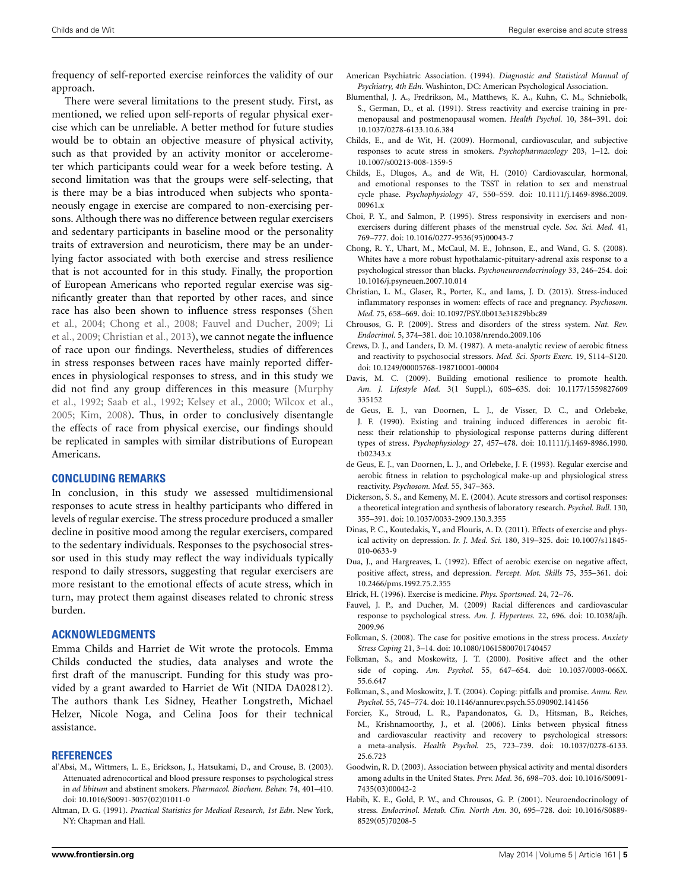frequency of self-reported exercise reinforces the validity of our approach.

There were several limitations to the present study. First, as mentioned, we relied upon self-reports of regular physical exercise which can be unreliable. A better method for future studies would be to obtain an objective measure of physical activity, such as that provided by an activity monitor or accelerometer which participants could wear for a week before testing. A second limitation was that the groups were self-selecting, that is there may be a bias introduced when subjects who spontaneously engage in exercise are compared to non-exercising persons. Although there was no difference between regular exercisers and sedentary participants in baseline mood or the personality traits of extraversion and neuroticism, there may be an underlying factor associated with both exercise and stress resilience that is not accounted for in this study. Finally, the proportion of European Americans who reported regular exercise was significantly greater than that reported by other races, and since race has also been shown to influence stress responses (Shen et al., 2004; Chong et al., 2008; Fauvel and Ducher, 2009; Li et al., 2009; Christian et al., 2013), we cannot negate the influence of race upon our findings. Nevertheless, studies of differences in stress responses between races have mainly reported differences in physiological responses to stress, and in this study we did not find any group differences in this measure (Murphy et al., 1992; Saab et al., 1992; Kelsey et al., 2000; Wilcox et al., 2005; Kim, 2008). Thus, in order to conclusively disentangle the effects of race from physical exercise, our findings should be replicated in samples with similar distributions of European Americans.

## CONCLUDING REMARKS

In conclusion, in this study we assessed multidimensional responses to acute stress in healthy participants who differed in levels of regular exercise. The stress procedure produced a smaller decline in positive mood among the regular exercisers, compared to the sedentary individuals. Responses to the psychosocial stressor used in this study may reflect the way individuals typically respond to daily stressors, suggesting that regular exercisers are more resistant to the emotional effects of acute stress, which in turn, may protect them against diseases related to chronic stress burden.

## ACKNOWLEDGMENTS

Emma Childs and Harriet de Wit wrote the protocols. Emma Childs conducted the studies, data analyses and wrote the first draft of the manuscript. Funding for this study was provided by a grant awarded to Harriet de Wit (NIDA DA02812). The authors thank Les Sidney, Heather Longstreth, Michael Helzer, Nicole Noga, and Celina Joos for their technical assistance.

## REFERENCES

al'Absi, M., Wittmers, L. E., Erickson, J., Hatsukami, D., and Crouse, B. (2003). Attenuated adrenocortical and blood pressure responses to psychological stress in *ad libitum* and abstinent smokers. *Pharmacol. Biochem. Behav.* 74, 401–410. doi: 10.1016/S0091-3057(02)01011-0

Altman, D. G. (1991). *Practical Statistics for Medical Research, 1st Edn*. New York, NY: Chapman and Hall.

American Psychiatric Association. (1994). *Diagnostic and Statistical Manual of Psychiatry, 4th Edn*. Washinton, DC: American Psychological Association.

Blumenthal, J. A., Fredrikson, M., Matthews, K. A., Kuhn, C. M., Schniebolk, S., German, D., et al. (1991). Stress reactivity and exercise training in premenopausal and postmenopausal women. *Health Psychol.* 10, 384–391. doi: 10.1037/0278-6133.10.6.384

Childs, E., and de Wit, H. (2009). Hormonal, cardiovascular, and subjective responses to acute stress in smokers. *Psychopharmacology* 203, 1–12. doi: 10.1007/s00213-008-1359-5

Childs, E., Dlugos, A., and de Wit, H. (2010) Cardiovascular, hormonal, and emotional responses to the TSST in relation to sex and menstrual cycle phase. *Psychophysiology* 47, 550–559. doi: 10.1111/j.1469-8986.2009.00961.x

Choi, P. Y., and Salmon, P. (1995). Stress responsivity in exercisers and non-exercisers during different phases of the menstrual cycle. *Soc. Sci. Med.* 41, 769–777. doi: 10.1016/0277-9536(95)00043-7

Chong, R. Y., Uhart, M., McCaul, M. E., Johnson, E., and Wand, G. S. (2008). Whites have a more robust hypothalamic-pituitary-adrenal axis response to a psychological stressor than blacks. *Psychoneuroendocrinology* 33, 246–254. doi: 10.1016/j.psyneuen.2007.10.014

Christian, L. M., Glaser, R., Porter, K., and Iams, J. D. (2013). Stress-induced inflammatory responses in women: effects of race and pregnancy. *Psychosom. Med.* 75, 658–669. doi: 10.1097/PSY.0b013e31829bbc89

Chrousos, G. P. (2009). Stress and disorders of the stress system. *Nat. Rev. Endocrinol.* 5, 374–381. doi: 10.1038/nrendo.2009.106

Crews, D. J., and Landers, D. M. (1987). A meta-analytic review of aerobic fitness and reactivity to psychosocial stressors. *Med. Sci. Sports Exerc.* 19, S114–S120. doi: 10.1249/00005768-198710001-00004

Davis, M. C. (2009). Building emotional resilience to promote health. *Am. J. Lifestyle Med.* 3(1 Suppl.), 60S–63S. doi: 10.1177/1559827609335152

de Geus, E. J., van Doornen, L. J., de Visser, D. C., and Orlebeke, J. F. (1990). Existing and training induced differences in aerobic fitness: their relationship to physiological response patterns during different types of stress. *Psychophysiology* 27, 457–478. doi: 10.1111/j.1469-8986.1990.tb02343.x

de Geus, E. J., van Doornen, L. J., and Orlebeke, J. F. (1993). Regular exercise and aerobic fitness in relation to psychological make-up and physiological stress reactivity. *Psychosom. Med.* 55, 347–363.

Dickerson, S. S., and Kemeny, M. E. (2004). Acute stressors and cortisol responses: a theoretical integration and synthesis of laboratory research. *Psychol. Bull.* 130, 355–391. doi: 10.1037/0033-2909.130.3.355

Dinas, P. C., Koutedakis, Y., and Flouris, A. D. (2011). Effects of exercise and physical activity on depression. *Ir. J. Med. Sci.* 180, 319–325. doi: 10.1007/s11845-010-0633-9

Dua, J., and Hargreaves, L. (1992). Effect of aerobic exercise on negative affect, positive affect, stress, and depression. *Percept. Mot. Skills* 75, 355–361. doi: 10.2466/pms.1992.75.2.355

Elrick, H. (1996). Exercise is medicine. *Phys. Sportsmed.* 24, 72–76.

Fauvel, J. P., and Ducher, M. (2009) Racial differences and cardiovascular response to psychological stress. *Am. J. Hypertens.* 22, 696. doi: 10.1038/ajh.2009.96

Folkman, S. (2008). The case for positive emotions in the stress process. *Anxiety Stress Coping* 21, 3–14. doi: 10.1080/10615800701740457

Folkman, S., and Moskowitz, J. T. (2000). Positive affect and the other side of coping. *Am. Psychol.* 55, 647–654. doi: 10.1037/0003-066X.55.6.647

Folkman, S., and Moskowitz, J. T. (2004). Coping: pitfalls and promise. *Annu. Rev. Psychol.* 55, 745–774. doi: 10.1146/annurev.psych.55.090902.141456

Forcier, K., Stroud, L. R., Papandonatos, G. D., Hitsman, B., Reiches, M., Krishnamoorthy, J., et al. (2006). Links between physical fitness and cardiovascular reactivity and recovery to psychological stressors: a meta-analysis. *Health Psychol.* 25, 723–739. doi: 10.1037/0278-6133.25.6.723

Goodwin, R. D. (2003). Association between physical activity and mental disorders among adults in the United States. *Prev. Med.* 36, 698–703. doi: 10.1016/S0091-7435(03)00042-2

Habib, K. E., Gold, P. W., and Chrousos, G. P. (2001). Neuroendocrinology of stress. *Endocrinol. Metab. Clin. North Am.* 30, 695–728. doi: 10.1016/S0889-8529(05)70208-5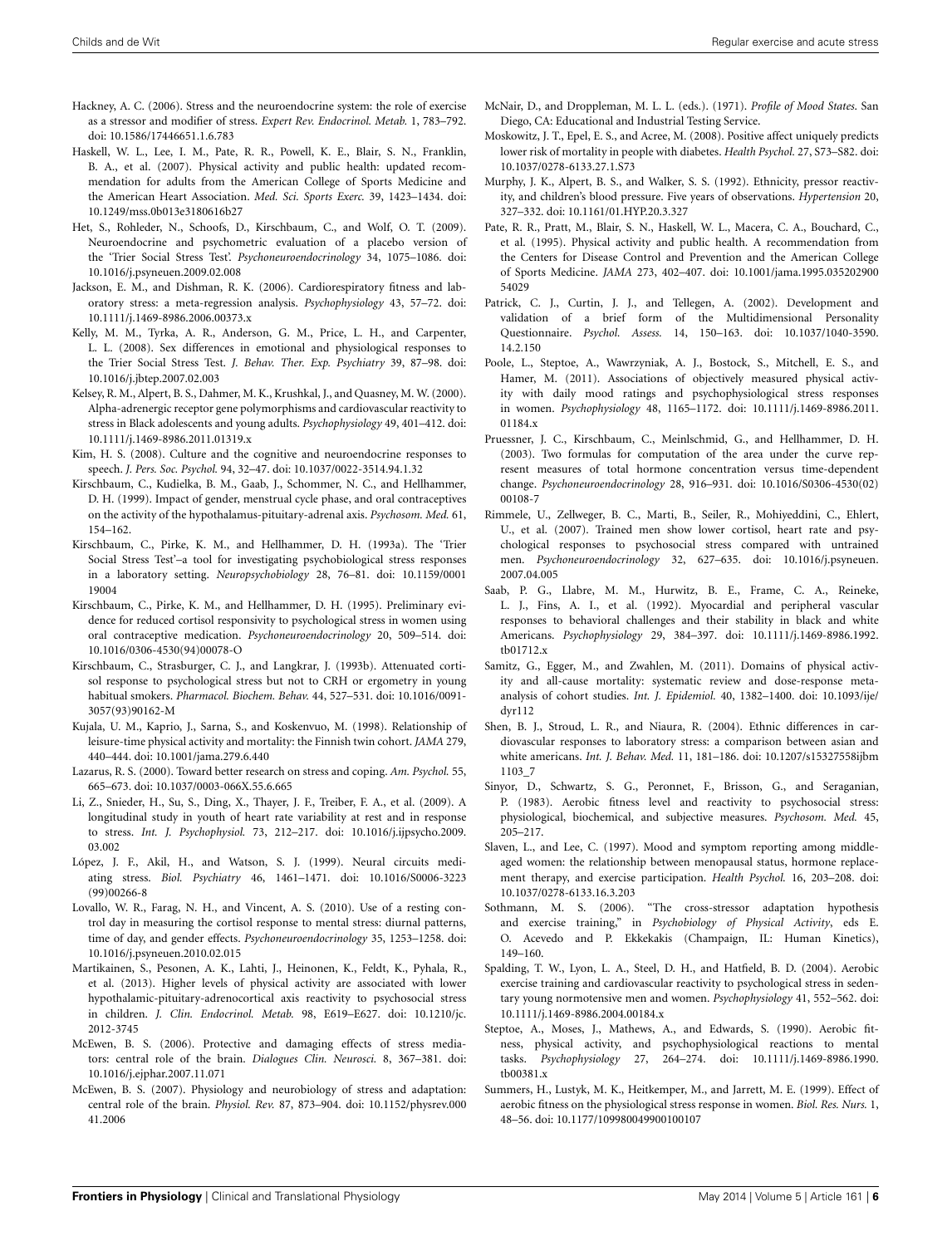Hackney, A. C. (2006). Stress and the neuroendocrine system: the role of exercise as a stressor and modifier of stress. *Expert Rev. Endocrinol. Metab.* 1, 783–792. doi: 10.1586/17446651.1.6.783

Haskell, W. L., Lee, I. M., Pate, R. R., Powell, K. E., Blair, S. N., Franklin, B. A., et al. (2007). Physical activity and public health: updated recommendation for adults from the American College of Sports Medicine and the American Heart Association. *Med. Sci. Sports Exerc.* 39, 1423–1434. doi: 10.1249/mss.0b013e3180616b27

Het, S., Rohleder, N., Schoofs, D., Kirschbaum, C., and Wolf, O. T. (2009). Neuroendocrine and psychometric evaluation of a placebo version of the 'Trier Social Stress Test'. *Psychoneuroendocrinology* 34, 1075–1086. doi: 10.1016/j.psyneuen.2009.02.008

Jackson, E. M., and Dishman, R. K. (2006). Cardiorespiratory fitness and laboratory stress: a meta-regression analysis. *Psychophysiology* 43, 57–72. doi: 10.1111/j.1469-8986.2006.00373.x

Kelly, M. M., Tyrka, A. R., Anderson, G. M., Price, L. H., and Carpenter, L. L. (2008). Sex differences in emotional and physiological responses to the Trier Social Stress Test. *J. Behav. Ther. Exp. Psychiatry* 39, 87–98. doi: 10.1016/j.jbtep.2007.02.003

Kelsey, R. M., Alpert, B. S., Dahmer, M. K., Krushkal, J., and Quasney, M. W. (2000). Alpha-adrenergic receptor gene polymorphisms and cardiovascular reactivity to stress in Black adolescents and young adults. *Psychophysiology* 49, 401–412. doi: 10.1111/j.1469-8986.2011.01319.x

Kim, H. S. (2008). Culture and the cognitive and neuroendocrine responses to speech. *J. Pers. Soc. Psychol.* 94, 32–47. doi: 10.1037/0022-3514.94.1.32

Kirschbaum, C., Kudielka, B. M., Gaab, J., Schommer, N. C., and Hellhammer, D. H. (1999). Impact of gender, menstrual cycle phase, and oral contraceptives on the activity of the hypothalamus-pituitary-adrenal axis. *Psychosom. Med.* 61, 154–162.

Kirschbaum, C., Pirke, K. M., and Hellhammer, D. H. (1993a). The 'Trier Social Stress Test'–a tool for investigating psychobiological stress responses in a laboratory setting. *Neuropsychobiology* 28, 76–81. doi: 10.1159/000119004

Kirschbaum, C., Pirke, K. M., and Hellhammer, D. H. (1995). Preliminary evidence for reduced cortisol responsivity to psychological stress in women using oral contraceptive medication. *Psychoneuroendocrinology* 20, 509–514. doi: 10.1016/0306-4530(94)00078-O

Kirschbaum, C., Strasburger, C. J., and Langkrar, J. (1993b). Attenuated cortisol response to psychological stress but not to CRH or ergometry in young habitual smokers. *Pharmacol. Biochem. Behav.* 44, 527–531. doi: 10.1016/0091-3057(93)90162-M

Kujala, U. M., Kaprio, J., Sarna, S., and Koskenvuo, M. (1998). Relationship of leisure-time physical activity and mortality: the Finnish twin cohort. *JAMA* 279, 440–444. doi: 10.1001/jama.279.6.440

Lazarus, R. S. (2000). Toward better research on stress and coping. *Am. Psychol.* 55, 665–673. doi: 10.1037/0003-066X.55.6.665

Li, Z., Snieder, H., Su, S., Ding, X., Thayer, J. F., Treiber, F. A., et al. (2009). A longitudinal study in youth of heart rate variability at rest and in response to stress. *Int. J. Psychophysiol.* 73, 212–217. doi: 10.1016/j.ijpsycho.2009.03.002

López, J. F., Akil, H., and Watson, S. J. (1999). Neural circuits mediating stress. *Biol. Psychiatry* 46, 1461–1471. doi: 10.1016/S0006-3223(99)00266-8

Lovallo, W. R., Farag, N. H., and Vincent, A. S. (2010). Use of a resting control day in measuring the cortisol response to mental stress: diurnal patterns, time of day, and gender effects. *Psychoneuroendocrinology* 35, 1253–1258. doi: 10.1016/j.psyneuen.2010.02.015

Martikainen, S., Pesonen, A. K., Lahti, J., Heinonen, K., Feldt, K., Pyhala, R., et al. (2013). Higher levels of physical activity are associated with lower hypothalamic-pituitary-adrenocortical axis reactivity to psychosocial stress in children. *J. Clin. Endocrinol. Metab.* 98, E619–E627. doi: 10.1210/jc.2012-3745

McEwen, B. S. (2006). Protective and damaging effects of stress mediators: central role of the brain. *Dialogues Clin. Neurosci.* 8, 367–381. doi: 10.1016/j.ejphar.2007.11.071

McEwen, B. S. (2007). Physiology and neurobiology of stress and adaptation: central role of the brain. *Physiol. Rev.* 87, 873–904. doi: 10.1152/physrev.00041.2006

McNair, D., and Droppleman, M. L. L. (eds.). (1971). *Profile of Mood States*. San Diego, CA: Educational and Industrial Testing Service.

Moskowitz, J. T., Epel, E. S., and Acree, M. (2008). Positive affect uniquely predicts lower risk of mortality in people with diabetes. *Health Psychol.* 27, S73–S82. doi: 10.1037/0278-6133.27.1.S73

Murphy, J. K., Alpert, B. S., and Walker, S. S. (1992). Ethnicity, pressor reactivity, and children's blood pressure. Five years of observations. *Hypertension* 20, 327–332. doi: 10.1161/01.HYP.20.3.327

Pate, R. R., Pratt, M., Blair, S. N., Haskell, W. L., Macera, C. A., Bouchard, C., et al. (1995). Physical activity and public health. A recommendation from the Centers for Disease Control and Prevention and the American College of Sports Medicine. *JAMA* 273, 402–407. doi: 10.1001/jama.1995.03520290054029

Patrick, C. J., Curtin, J. J., and Tellegen, A. (2002). Development and validation of a brief form of the Multidimensional Personality Questionnaire. *Psychol. Assess.* 14, 150–163. doi: 10.1037/1040-3590.14.2.150

Poole, L., Steptoe, A., Wawrzyniak, A. J., Bostock, S., Mitchell, E. S., and Hamer, M. (2011). Associations of objectively measured physical activity with daily mood ratings and psychophysiological stress responses in women. *Psychophysiology* 48, 1165–1172. doi: 10.1111/j.1469-8986.2011.01184.x

Pruessner, J. C., Kirschbaum, C., Meinlschmid, G., and Hellhammer, D. H. (2003). Two formulas for computation of the area under the curve represent measures of total hormone concentration versus time-dependent change. *Psychoneuroendocrinology* 28, 916–931. doi: 10.1016/S0306-4530(02)00108-7

Rimmele, U., Zellweger, B. C., Marti, B., Seiler, R., Mohiyeddini, C., Ehlert, U., et al. (2007). Trained men show lower cortisol, heart rate and psychological responses to psychosocial stress compared with untrained men. *Psychoneuroendocrinology* 32, 627–635. doi: 10.1016/j.psyneuen.2007.04.005

Saab, P. G., Llabre, M. M., Hurwitz, B. E., Frame, C. A., Reineke, L. J., Fins, A. I., et al. (1992). Myocardial and peripheral vascular responses to behavioral challenges and their stability in black and white Americans. *Psychophysiology* 29, 384–397. doi: 10.1111/j.1469-8986.1992.tb01712.x

Samitz, G., Egger, M., and Zwahlen, M. (2011). Domains of physical activity and all-cause mortality: systematic review and dose-response meta-analysis of cohort studies. *Int. J. Epidemiol.* 40, 1382–1400. doi: 10.1093/ije/dyr112

Shen, B. J., Stroud, L. R., and Niaura, R. (2004). Ethnic differences in cardiovascular responses to laboratory stress: a comparison between asian and white americans. *Int. J. Behav. Med.* 11, 181–186. doi: 10.1207/s15327558ijbm1103_7

Sinyor, D., Schwartz, S. G., Peronnet, F., Brisson, G., and Seraganian, P. (1983). Aerobic fitness level and reactivity to psychosocial stress: physiological, biochemical, and subjective measures. *Psychosom. Med.* 45, 205–217.

Slaven, L., and Lee, C. (1997). Mood and symptom reporting among middle-aged women: the relationship between menopausal status, hormone replacement therapy, and exercise participation. *Health Psychol.* 16, 203–208. doi: 10.1037/0278-6133.16.3.203

Sothmann, M. S. (2006). "The cross-stressor adaptation hypothesis and exercise training," in *Psychobiology of Physical Activity*, eds E. O. Acevedo and P. Ekkekakis (Champaign, IL: Human Kinetics), 149–160.

Spalding, T. W., Lyon, L. A., Steel, D. H., and Hatfield, B. D. (2004). Aerobic exercise training and cardiovascular reactivity to psychological stress in sedentary young normotensive men and women. *Psychophysiology* 41, 552–562. doi: 10.1111/j.1469-8986.2004.00184.x

Steptoe, A., Moses, J., Mathews, A., and Edwards, S. (1990). Aerobic fitness, physical activity, and psychophysiological reactions to mental tasks. *Psychophysiology* 27, 264–274. doi: 10.1111/j.1469-8986.1990.tb00381.x

Summers, H., Lustyk, M. K., Heitkemper, M., and Jarrett, M. E. (1999). Effect of aerobic fitness on the physiological stress response in women. *Biol. Res. Nurs.* 1, 48–56. doi: 10.1177/109980049900100107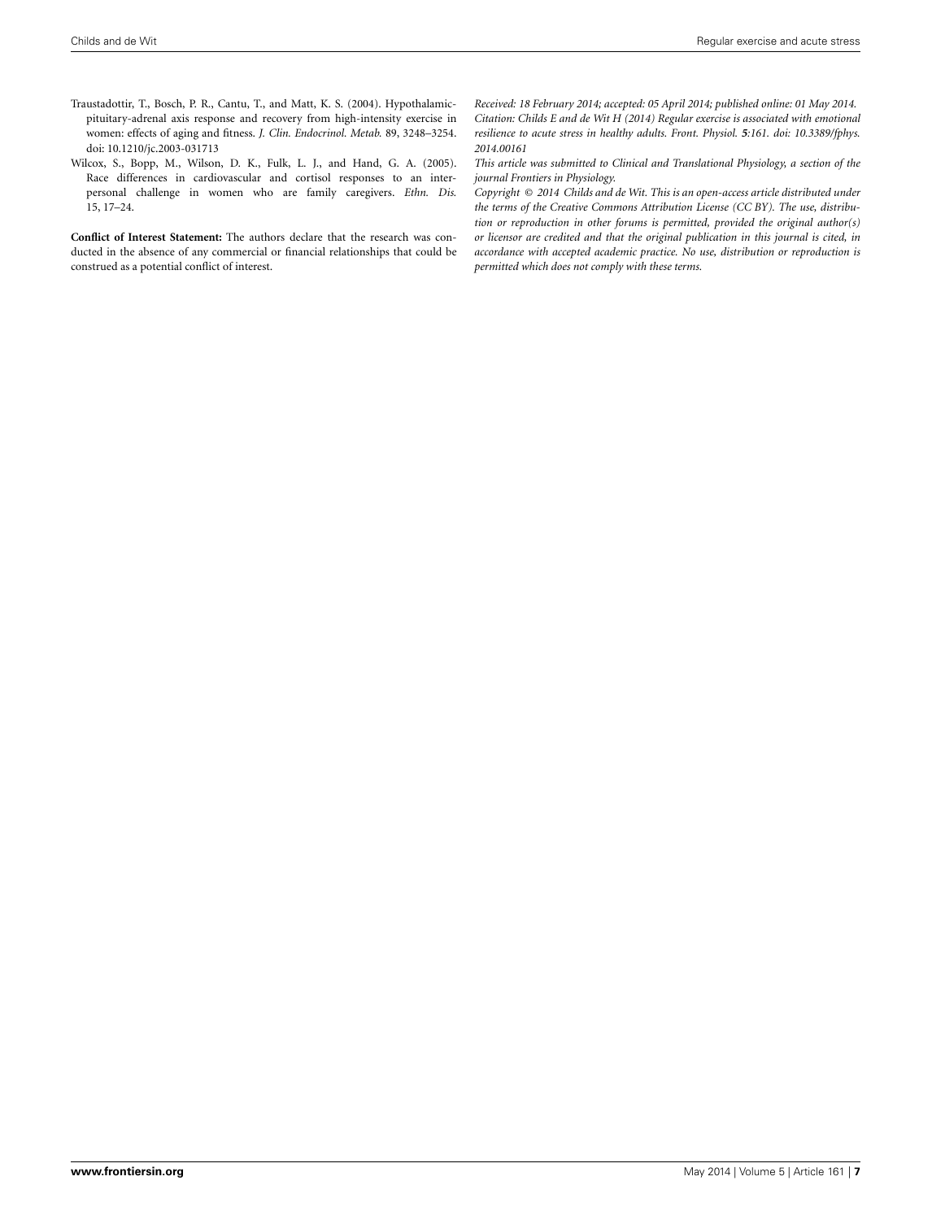Traustadottir, T., Bosch, P. R., Cantu, T., and Matt, K. S. (2004). Hypothalamic-pituitary-adrenal axis response and recovery from high-intensity exercise in women: effects of aging and fitness. *J. Clin. Endocrinol. Metab.* 89, 3248–3254. doi: 10.1210/jc.2003-031713

Wilcox, S., Bopp, M., Wilson, D. K., Fulk, L. J., and Hand, G. A. (2005). Race differences in cardiovascular and cortisol responses to an interpersonal challenge in women who are family caregivers. *Ethn. Dis.* 15, 17–24.

**Conflict of Interest Statement:** The authors declare that the research was conducted in the absence of any commercial or financial relationships that could be construed as a potential conflict of interest.

*Received: 18 February 2014; accepted: 05 April 2014; published online: 01 May 2014.*

*Citation: Childs E and de Wit H (2014) Regular exercise is associated with emotional resilience to acute stress in healthy adults. Front. Physiol. **5**:161. doi: 10.3389/fphys.2014.00161*

*This article was submitted to Clinical and Translational Physiology, a section of the journal Frontiers in Physiology.*

*Copyright © 2014 Childs and de Wit. This is an open-access article distributed under the terms of the Creative Commons Attribution License (CC BY). The use, distribution or reproduction in other forums is permitted, provided the original author(s) or licensor are credited and that the original publication in this journal is cited, in accordance with accepted academic practice. No use, distribution or reproduction is permitted which does not comply with these terms.*